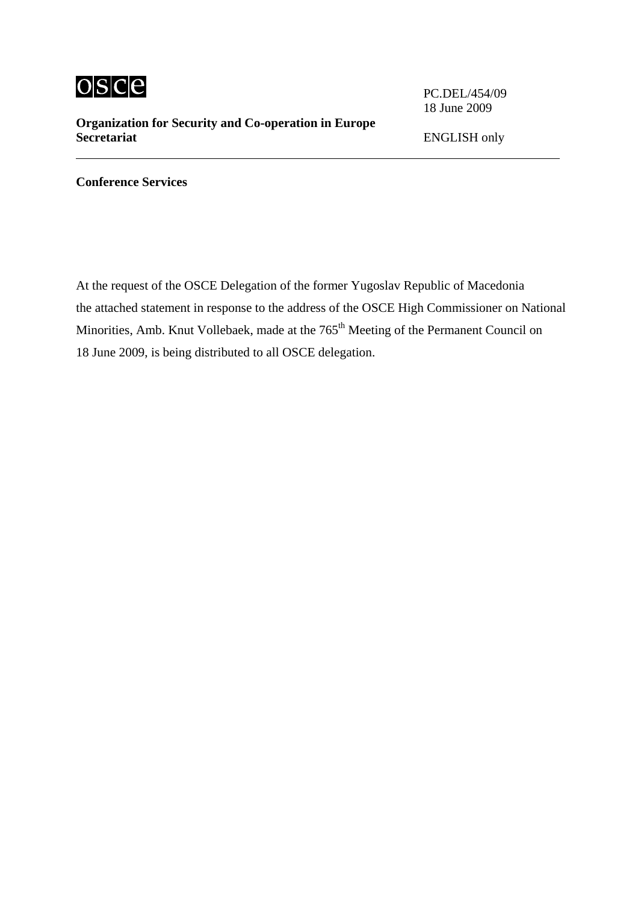osce

**Organization for Security and Co-operation in Europe**
**Secretariat**

PC.DEL/454/09
18 June 2009

ENGLISH only

---

**Conference Services**

At the request of the OSCE Delegation of the former Yugoslav Republic of Macedonia the attached statement in response to the address of the OSCE High Commissioner on National Minorities, Amb. Knut Vollebaek, made at the 765th Meeting of the Permanent Council on 18 June 2009, is being distributed to all OSCE delegation.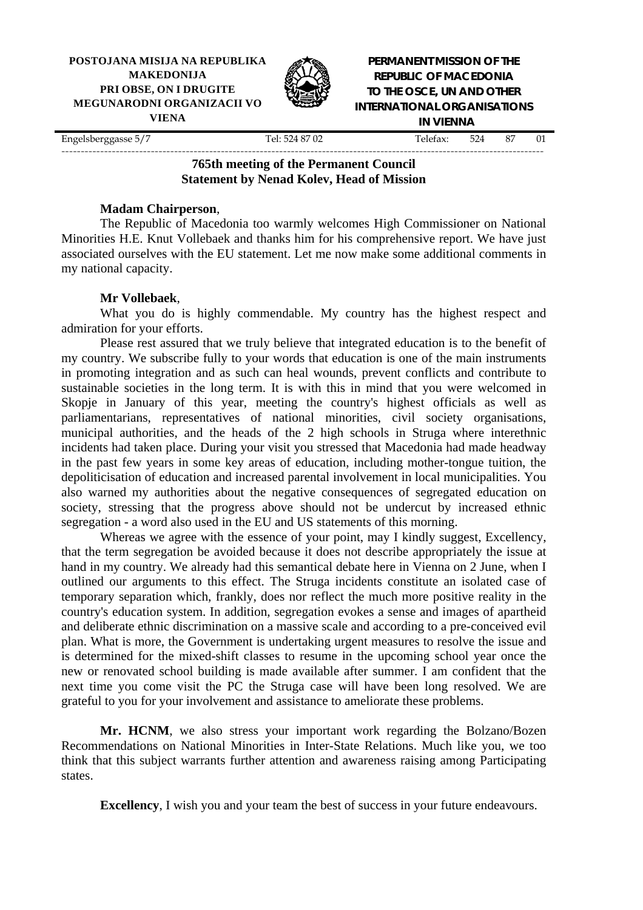**POSTOJANA MISIJA NA REPUBLIKA MAKEDONIJA PRI OBSE, ON I DRUGITE MEGUNARODNI ORGANIZACII VO VIENA**

**PERMANENT MISSION OF THE REPUBLIC OF MACEDONIA TO THE OSCE, UN AND OTHER INTERNATIONAL ORGANISATIONS IN VIENNA**

Engelsberggasse 5/7 Tel: 524 87 02 Telefax: 524 87 01

---

**765th meeting of the Permanent Council**
**Statement by Nenad Kolev, Head of Mission**

**Madam Chairperson**,

The Republic of Macedonia too warmly welcomes High Commissioner on National Minorities H.E. Knut Vollebaek and thanks him for his comprehensive report. We have just associated ourselves with the EU statement. Let me now make some additional comments in my national capacity.

**Mr Vollebaek**,

What you do is highly commendable. My country has the highest respect and admiration for your efforts.

Please rest assured that we truly believe that integrated education is to the benefit of my country. We subscribe fully to your words that education is one of the main instruments in promoting integration and as such can heal wounds, prevent conflicts and contribute to sustainable societies in the long term. It is with this in mind that you were welcomed in Skopje in January of this year, meeting the country's highest officials as well as parliamentarians, representatives of national minorities, civil society organisations, municipal authorities, and the heads of the 2 high schools in Struga where interethnic incidents had taken place. During your visit you stressed that Macedonia had made headway in the past few years in some key areas of education, including mother-tongue tuition, the depoliticisation of education and increased parental involvement in local municipalities. You also warned my authorities about the negative consequences of segregated education on society, stressing that the progress above should not be undercut by increased ethnic segregation - a word also used in the EU and US statements of this morning.

Whereas we agree with the essence of your point, may I kindly suggest, Excellency, that the term segregation be avoided because it does not describe appropriately the issue at hand in my country. We already had this semantical debate here in Vienna on 2 June, when I outlined our arguments to this effect. The Struga incidents constitute an isolated case of temporary separation which, frankly, does not reflect the much more positive reality in the country's education system. In addition, segregation evokes a sense and images of apartheid and deliberate ethnic discrimination on a massive scale and according to a pre-conceived evil plan. What is more, the Government is undertaking urgent measures to resolve the issue and is determined for the mixed-shift classes to resume in the upcoming school year once the new or renovated school building is made available after summer. I am confident that the next time you come visit the PC the Struga case will have been long resolved. We are grateful to you for your involvement and assistance to ameliorate these problems.

**Mr. HCNM**, we also stress your important work regarding the Bolzano/Bozen Recommendations on National Minorities in Inter-State Relations. Much like you, we too think that this subject warrants further attention and awareness raising among Participating states.

**Excellency**, I wish you and your team the best of success in your future endeavours.